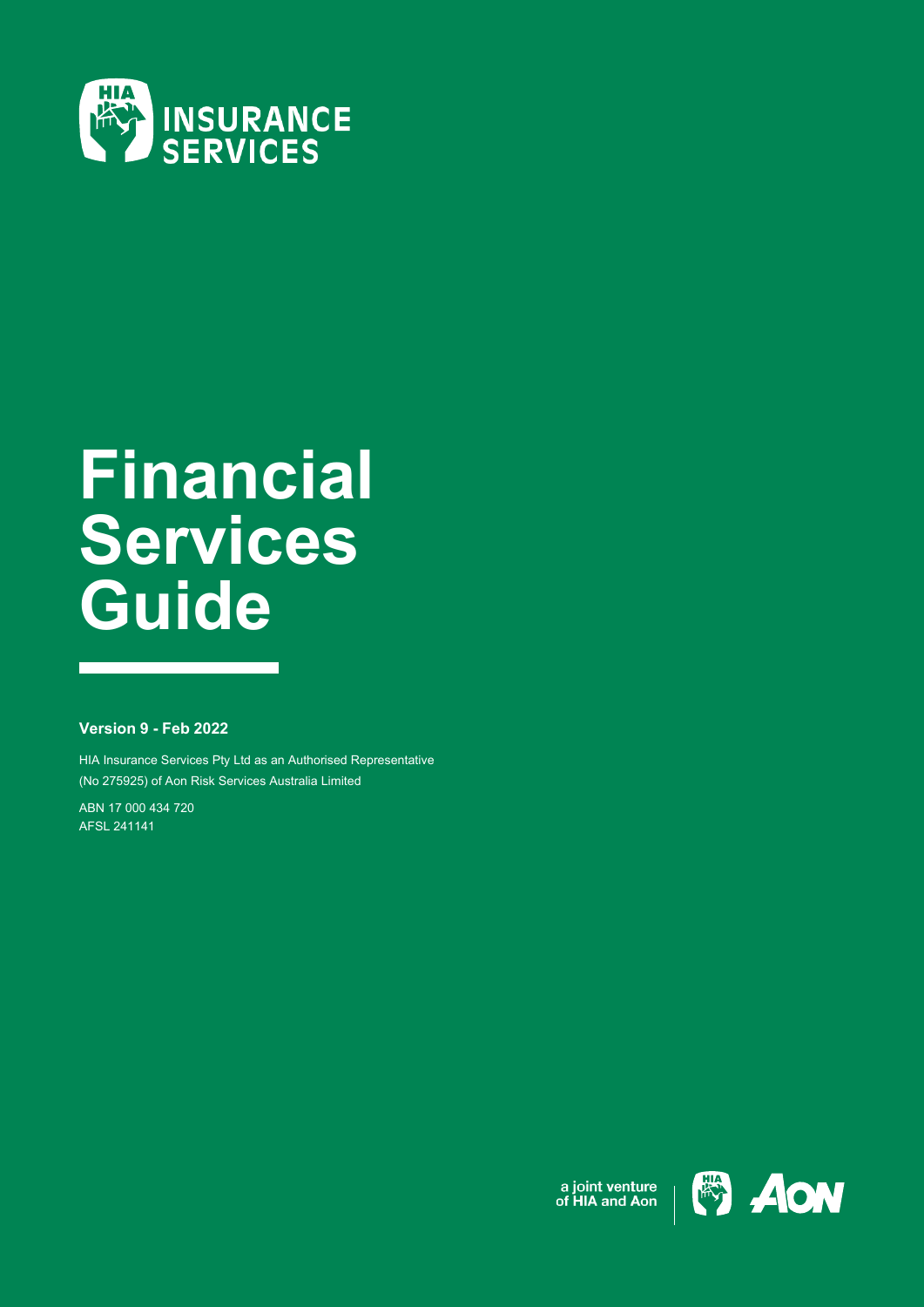HIA INSURANCE SERVICES

# Financial Services Guide

**Version 9 - Feb 2022**

HIA Insurance Services Pty Ltd as an Authorised Representative (No 275925) of Aon Risk Services Australia Limited

ABN 17 000 434 720
AFSL 241141

a joint venture of **HIA and Aon**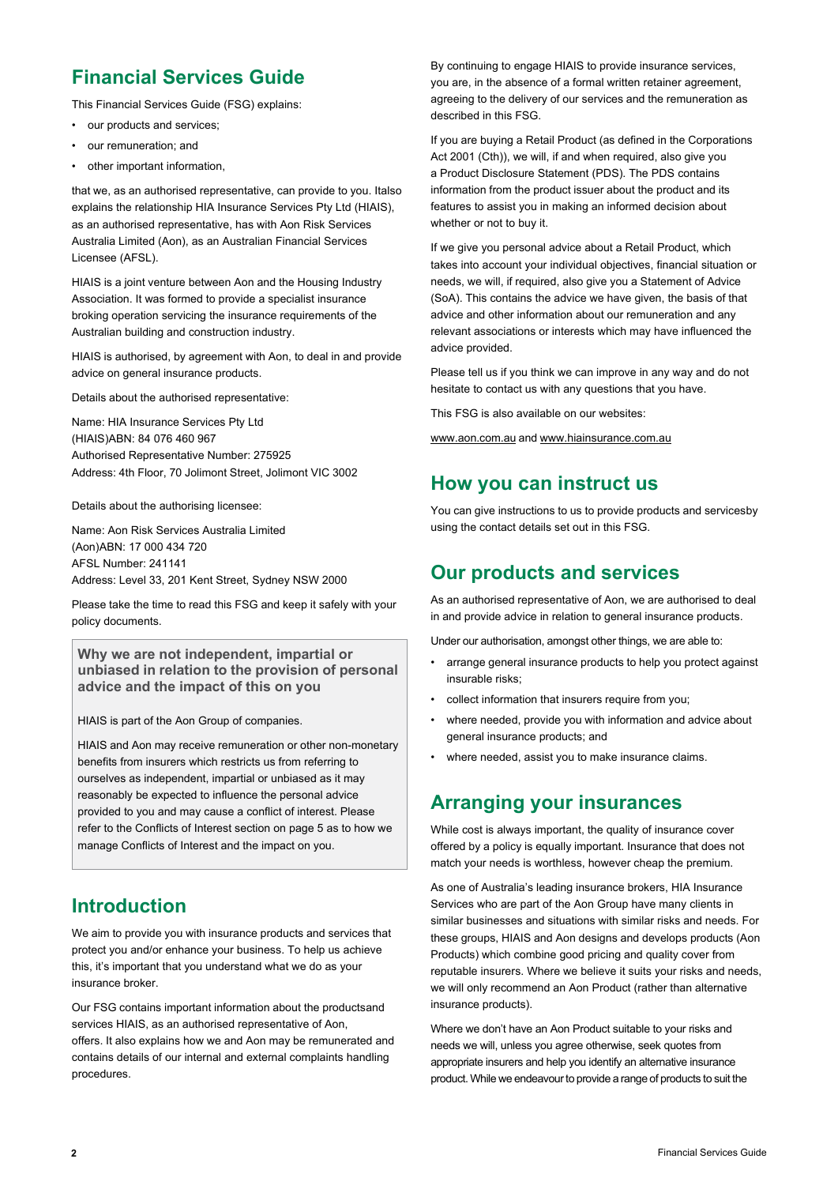## Financial Services Guide

This Financial Services Guide (FSG) explains:

- our products and services;
- our remuneration; and
- other important information,

that we, as an authorised representative, can provide to you. Italso explains the relationship HIA Insurance Services Pty Ltd (HIAIS), as an authorised representative, has with Aon Risk Services Australia Limited (Aon), as an Australian Financial Services Licensee (AFSL).

HIAIS is a joint venture between Aon and the Housing Industry Association. It was formed to provide a specialist insurance broking operation servicing the insurance requirements of the Australian building and construction industry.

HIAIS is authorised, by agreement with Aon, to deal in and provide advice on general insurance products.

Details about the authorised representative:

Name: HIA Insurance Services Pty Ltd
(HIAIS)ABN: 84 076 460 967
Authorised Representative Number: 275925
Address: 4th Floor, 70 Jolimont Street, Jolimont VIC 3002

Details about the authorising licensee:

Name: Aon Risk Services Australia Limited
(Aon)ABN: 17 000 434 720
AFSL Number: 241141
Address: Level 33, 201 Kent Street, Sydney NSW 2000

Please take the time to read this FSG and keep it safely with your policy documents.

**Why we are not independent, impartial or unbiased in relation to the provision of personal advice and the impact of this on you**

HIAIS is part of the Aon Group of companies.

HIAIS and Aon may receive remuneration or other non-monetary benefits from insurers which restricts us from referring to ourselves as independent, impartial or unbiased as it may reasonably be expected to influence the personal advice provided to you and may cause a conflict of interest. Please refer to the Conflicts of Interest section on page 5 as to how we manage Conflicts of Interest and the impact on you.

## Introduction

We aim to provide you with insurance products and services that protect you and/or enhance your business. To help us achieve this, it's important that you understand what we do as your insurance broker.

Our FSG contains important information about the productsand services HIAIS, as an authorised representative of Aon, offers. It also explains how we and Aon may be remunerated and contains details of our internal and external complaints handling procedures.

By continuing to engage HIAIS to provide insurance services, you are, in the absence of a formal written retainer agreement, agreeing to the delivery of our services and the remuneration as described in this FSG.

If you are buying a Retail Product (as defined in the Corporations Act 2001 (Cth)), we will, if and when required, also give you a Product Disclosure Statement (PDS). The PDS contains information from the product issuer about the product and its features to assist you in making an informed decision about whether or not to buy it.

If we give you personal advice about a Retail Product, which takes into account your individual objectives, financial situation or needs, we will, if required, also give you a Statement of Advice (SoA). This contains the advice we have given, the basis of that advice and other information about our remuneration and any relevant associations or interests which may have influenced the advice provided.

Please tell us if you think we can improve in any way and do not hesitate to contact us with any questions that you have.

This FSG is also available on our websites:

www.aon.com.au and www.hiainsurance.com.au

## How you can instruct us

You can give instructions to us to provide products and servicesby using the contact details set out in this FSG.

## Our products and services

As an authorised representative of Aon, we are authorised to deal in and provide advice in relation to general insurance products.

Under our authorisation, amongst other things, we are able to:

- arrange general insurance products to help you protect against insurable risks;
- collect information that insurers require from you;
- where needed, provide you with information and advice about general insurance products; and
- where needed, assist you to make insurance claims.

## Arranging your insurances

While cost is always important, the quality of insurance cover offered by a policy is equally important. Insurance that does not match your needs is worthless, however cheap the premium.

As one of Australia's leading insurance brokers, HIA Insurance Services who are part of the Aon Group have many clients in similar businesses and situations with similar risks and needs. For these groups, HIAIS and Aon designs and develops products (Aon Products) which combine good pricing and quality cover from reputable insurers. Where we believe it suits your risks and needs, we will only recommend an Aon Product (rather than alternative insurance products).

Where we don't have an Aon Product suitable to your risks and needs we will, unless you agree otherwise, seek quotes from appropriate insurers and help you identify an alternative insurance product. While we endeavour to provide a range of products to suit the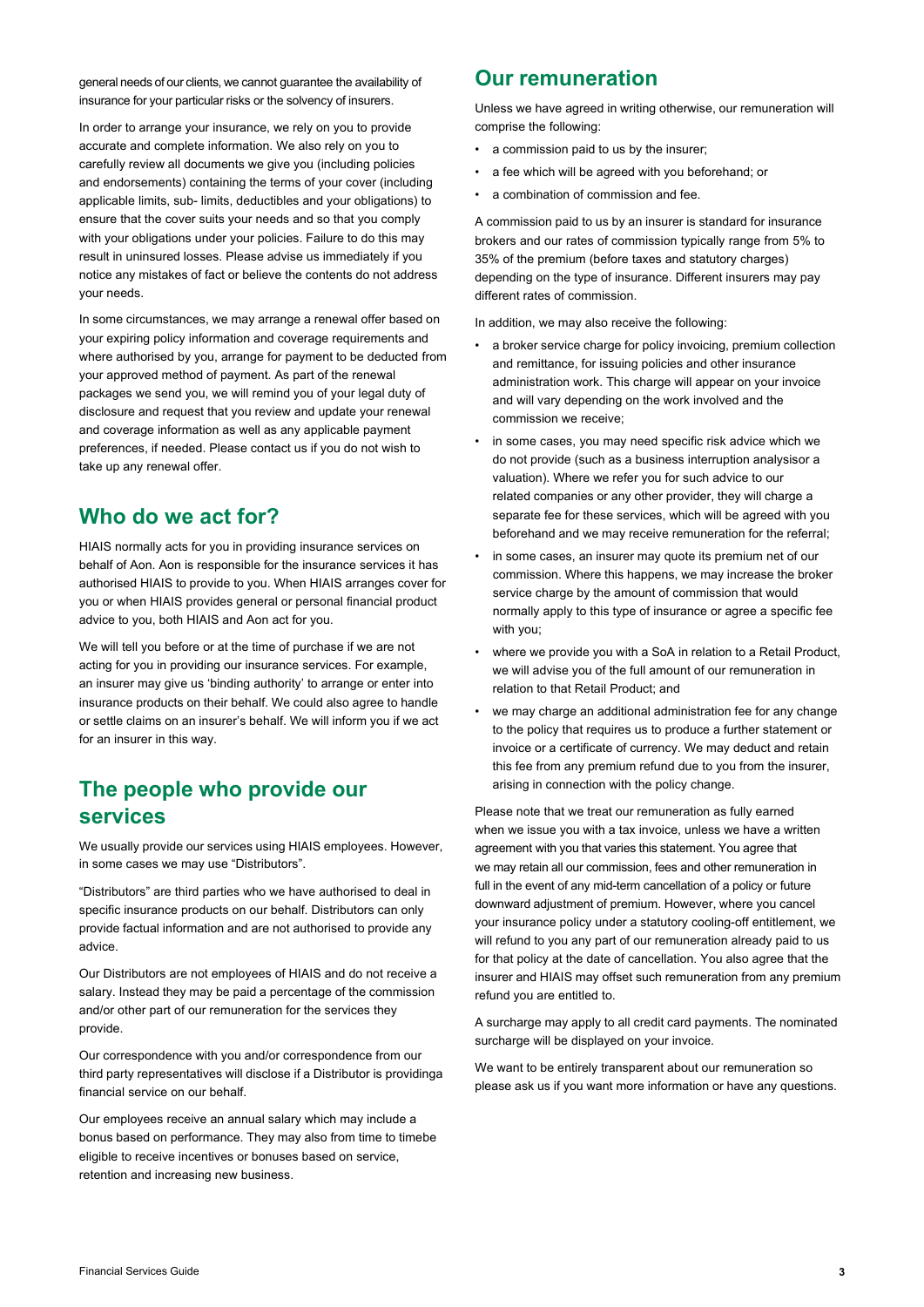general needs of our clients, we cannot guarantee the availability of insurance for your particular risks or the solvency of insurers.

In order to arrange your insurance, we rely on you to provide accurate and complete information. We also rely on you to carefully review all documents we give you (including policies and endorsements) containing the terms of your cover (including applicable limits, sub- limits, deductibles and your obligations) to ensure that the cover suits your needs and so that you comply with your obligations under your policies. Failure to do this may result in uninsured losses. Please advise us immediately if you notice any mistakes of fact or believe the contents do not address your needs.

In some circumstances, we may arrange a renewal offer based on your expiring policy information and coverage requirements and where authorised by you, arrange for payment to be deducted from your approved method of payment. As part of the renewal packages we send you, we will remind you of your legal duty of disclosure and request that you review and update your renewal and coverage information as well as any applicable payment preferences, if needed. Please contact us if you do not wish to take up any renewal offer.

## Who do we act for?

HIAIS normally acts for you in providing insurance services on behalf of Aon. Aon is responsible for the insurance services it has authorised HIAIS to provide to you. When HIAIS arranges cover for you or when HIAIS provides general or personal financial product advice to you, both HIAIS and Aon act for you.

We will tell you before or at the time of purchase if we are not acting for you in providing our insurance services. For example, an insurer may give us 'binding authority' to arrange or enter into insurance products on their behalf. We could also agree to handle or settle claims on an insurer's behalf. We will inform you if we act for an insurer in this way.

## The people who provide our services

We usually provide our services using HIAIS employees. However, in some cases we may use "Distributors".

"Distributors" are third parties who we have authorised to deal in specific insurance products on our behalf. Distributors can only provide factual information and are not authorised to provide any advice.

Our Distributors are not employees of HIAIS and do not receive a salary. Instead they may be paid a percentage of the commission and/or other part of our remuneration for the services they provide.

Our correspondence with you and/or correspondence from our third party representatives will disclose if a Distributor is providinga financial service on our behalf.

Our employees receive an annual salary which may include a bonus based on performance. They may also from time to timebe eligible to receive incentives or bonuses based on service, retention and increasing new business.

## Our remuneration

Unless we have agreed in writing otherwise, our remuneration will comprise the following:

- a commission paid to us by the insurer;
- a fee which will be agreed with you beforehand; or
- a combination of commission and fee.

A commission paid to us by an insurer is standard for insurance brokers and our rates of commission typically range from 5% to 35% of the premium (before taxes and statutory charges) depending on the type of insurance. Different insurers may pay different rates of commission.

In addition, we may also receive the following:

- a broker service charge for policy invoicing, premium collection and remittance, for issuing policies and other insurance administration work. This charge will appear on your invoice and will vary depending on the work involved and the commission we receive;
- in some cases, you may need specific risk advice which we do not provide (such as a business interruption analysisor a valuation). Where we refer you for such advice to our related companies or any other provider, they will charge a separate fee for these services, which will be agreed with you beforehand and we may receive remuneration for the referral;
- in some cases, an insurer may quote its premium net of our commission. Where this happens, we may increase the broker service charge by the amount of commission that would normally apply to this type of insurance or agree a specific fee with you;
- where we provide you with a SoA in relation to a Retail Product, we will advise you of the full amount of our remuneration in relation to that Retail Product; and
- we may charge an additional administration fee for any change to the policy that requires us to produce a further statement or invoice or a certificate of currency. We may deduct and retain this fee from any premium refund due to you from the insurer, arising in connection with the policy change.

Please note that we treat our remuneration as fully earned when we issue you with a tax invoice, unless we have a written agreement with you that varies this statement. You agree that we may retain all our commission, fees and other remuneration in full in the event of any mid-term cancellation of a policy or future downward adjustment of premium. However, where you cancel your insurance policy under a statutory cooling-off entitlement, we will refund to you any part of our remuneration already paid to us for that policy at the date of cancellation. You also agree that the insurer and HIAIS may offset such remuneration from any premium refund you are entitled to.

A surcharge may apply to all credit card payments. The nominated surcharge will be displayed on your invoice.

We want to be entirely transparent about our remuneration so please ask us if you want more information or have any questions.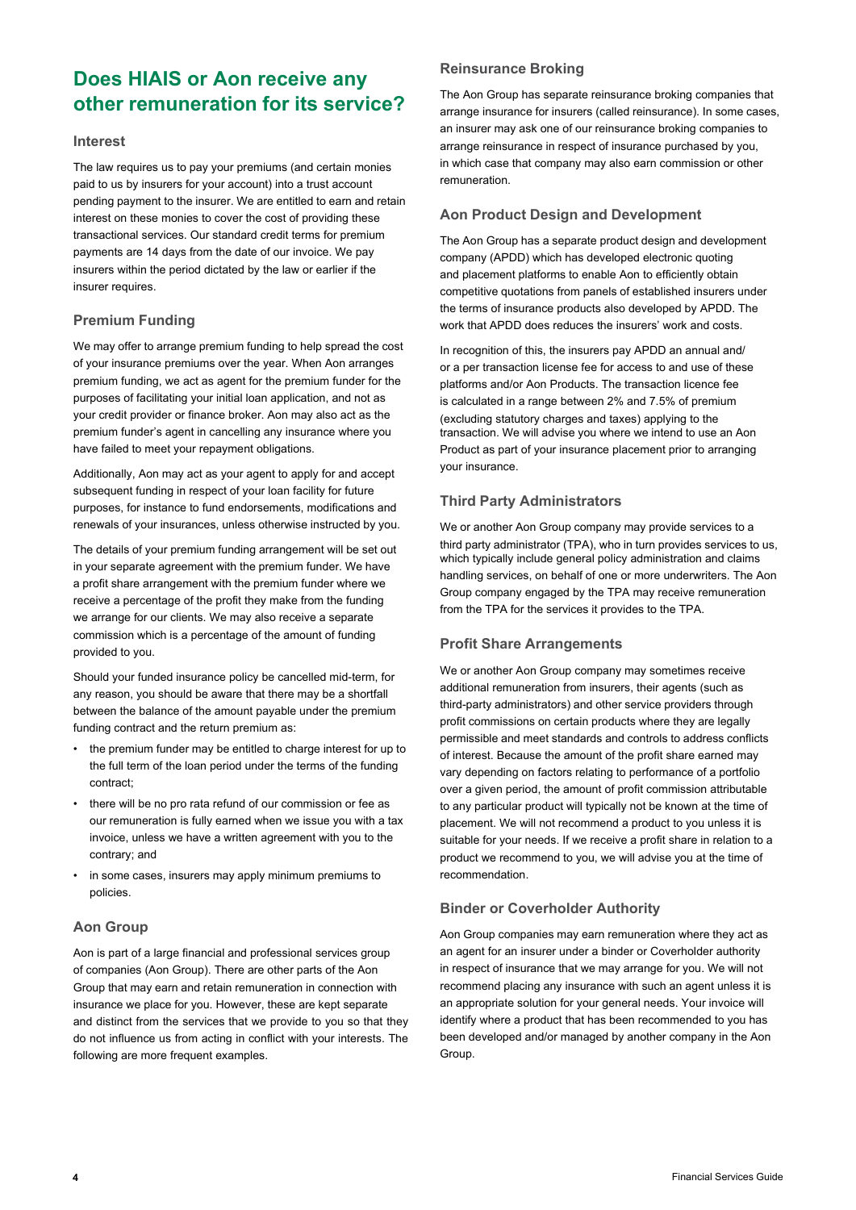## Does HIAIS or Aon receive any other remuneration for its service?

### Interest

The law requires us to pay your premiums (and certain monies paid to us by insurers for your account) into a trust account pending payment to the insurer. We are entitled to earn and retain interest on these monies to cover the cost of providing these transactional services. Our standard credit terms for premium payments are 14 days from the date of our invoice. We pay insurers within the period dictated by the law or earlier if the insurer requires.

### Premium Funding

We may offer to arrange premium funding to help spread the cost of your insurance premiums over the year. When Aon arranges premium funding, we act as agent for the premium funder for the purposes of facilitating your initial loan application, and not as your credit provider or finance broker. Aon may also act as the premium funder's agent in cancelling any insurance where you have failed to meet your repayment obligations.

Additionally, Aon may act as your agent to apply for and accept subsequent funding in respect of your loan facility for future purposes, for instance to fund endorsements, modifications and renewals of your insurances, unless otherwise instructed by you.

The details of your premium funding arrangement will be set out in your separate agreement with the premium funder. We have a profit share arrangement with the premium funder where we receive a percentage of the profit they make from the funding we arrange for our clients. We may also receive a separate commission which is a percentage of the amount of funding provided to you.

Should your funded insurance policy be cancelled mid-term, for any reason, you should be aware that there may be a shortfall between the balance of the amount payable under the premium funding contract and the return premium as:

- the premium funder may be entitled to charge interest for up to the full term of the loan period under the terms of the funding contract;
- there will be no pro rata refund of our commission or fee as our remuneration is fully earned when we issue you with a tax invoice, unless we have a written agreement with you to the contrary; and
- in some cases, insurers may apply minimum premiums to policies.

### Aon Group

Aon is part of a large financial and professional services group of companies (Aon Group). There are other parts of the Aon Group that may earn and retain remuneration in connection with insurance we place for you. However, these are kept separate and distinct from the services that we provide to you so that they do not influence us from acting in conflict with your interests. The following are more frequent examples.

### Reinsurance Broking

The Aon Group has separate reinsurance broking companies that arrange insurance for insurers (called reinsurance). In some cases, an insurer may ask one of our reinsurance broking companies to arrange reinsurance in respect of insurance purchased by you, in which case that company may also earn commission or other remuneration.

### Aon Product Design and Development

The Aon Group has a separate product design and development company (APDD) which has developed electronic quoting and placement platforms to enable Aon to efficiently obtain competitive quotations from panels of established insurers under the terms of insurance products also developed by APDD. The work that APDD does reduces the insurers' work and costs.

In recognition of this, the insurers pay APDD an annual and/or a per transaction license fee for access to and use of these platforms and/or Aon Products. The transaction licence fee is calculated in a range between 2% and 7.5% of premium (excluding statutory charges and taxes) applying to the transaction. We will advise you where we intend to use an Aon Product as part of your insurance placement prior to arranging your insurance.

### Third Party Administrators

We or another Aon Group company may provide services to a third party administrator (TPA), who in turn provides services to us, which typically include general policy administration and claims handling services, on behalf of one or more underwriters. The Aon Group company engaged by the TPA may receive remuneration from the TPA for the services it provides to the TPA.

### Profit Share Arrangements

We or another Aon Group company may sometimes receive additional remuneration from insurers, their agents (such as third-party administrators) and other service providers through profit commissions on certain products where they are legally permissible and meet standards and controls to address conflicts of interest. Because the amount of the profit share earned may vary depending on factors relating to performance of a portfolio over a given period, the amount of profit commission attributable to any particular product will typically not be known at the time of placement. We will not recommend a product to you unless it is suitable for your needs. If we receive a profit share in relation to a product we recommend to you, we will advise you at the time of recommendation.

### Binder or Coverholder Authority

Aon Group companies may earn remuneration where they act as an agent for an insurer under a binder or Coverholder authority in respect of insurance that we may arrange for you. We will not recommend placing any insurance with such an agent unless it is an appropriate solution for your general needs. Your invoice will identify where a product that has been recommended to you has been developed and/or managed by another company in the Aon Group.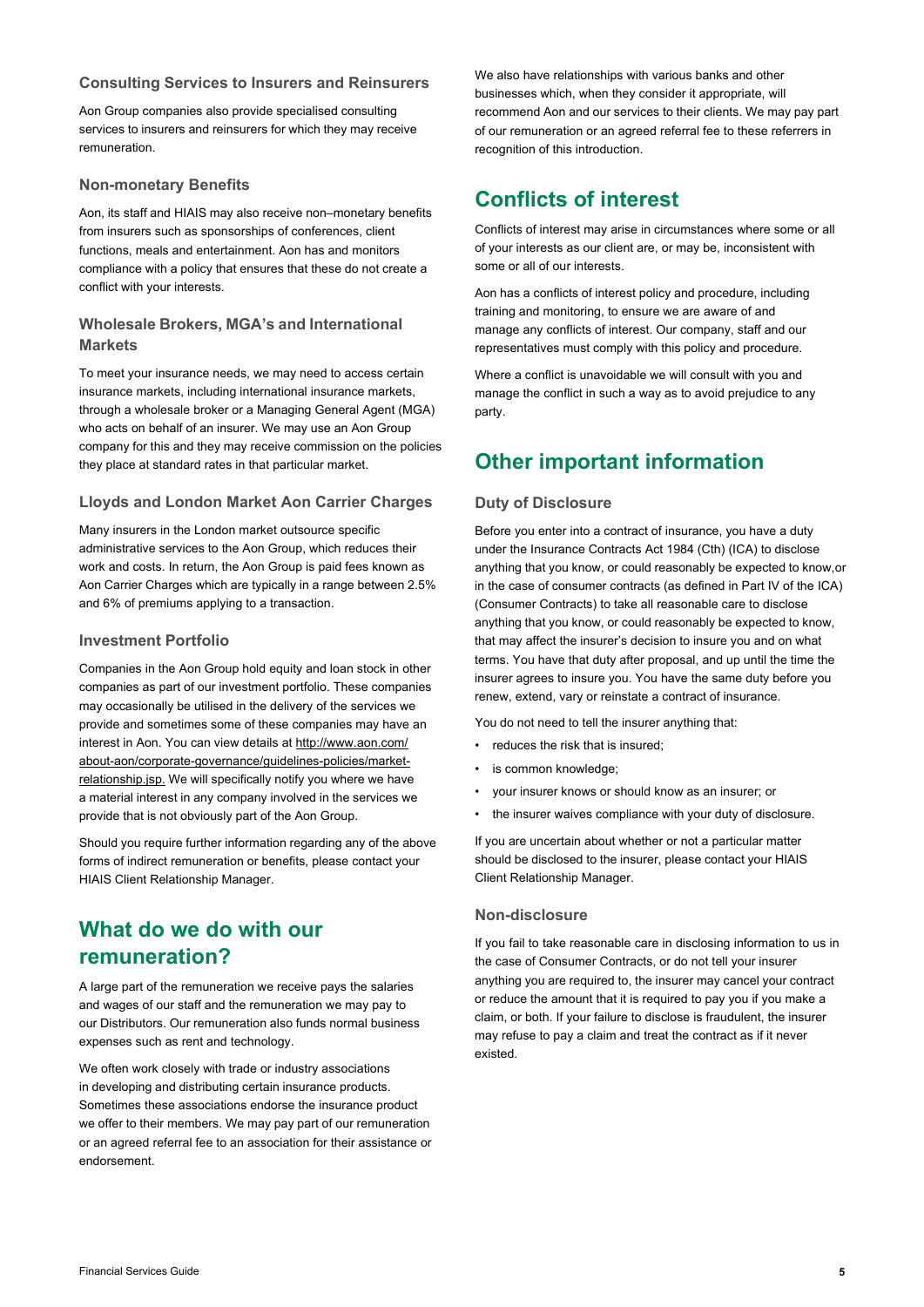### Consulting Services to Insurers and Reinsurers

Aon Group companies also provide specialised consulting services to insurers and reinsurers for which they may receive remuneration.

### Non-monetary Benefits

Aon, its staff and HIAIS may also receive non–monetary benefits from insurers such as sponsorships of conferences, client functions, meals and entertainment. Aon has and monitors compliance with a policy that ensures that these do not create a conflict with your interests.

### Wholesale Brokers, MGA's and International Markets

To meet your insurance needs, we may need to access certain insurance markets, including international insurance markets, through a wholesale broker or a Managing General Agent (MGA) who acts on behalf of an insurer. We may use an Aon Group company for this and they may receive commission on the policies they place at standard rates in that particular market.

### Lloyds and London Market Aon Carrier Charges

Many insurers in the London market outsource specific administrative services to the Aon Group, which reduces their work and costs. In return, the Aon Group is paid fees known as Aon Carrier Charges which are typically in a range between 2.5% and 6% of premiums applying to a transaction.

### Investment Portfolio

Companies in the Aon Group hold equity and loan stock in other companies as part of our investment portfolio. These companies may occasionally be utilised in the delivery of the services we provide and sometimes some of these companies may have an interest in Aon. You can view details at http://www.aon.com/about-aon/corporate-governance/guidelines-policies/market-relationship.jsp. We will specifically notify you where we have a material interest in any company involved in the services we provide that is not obviously part of the Aon Group.

Should you require further information regarding any of the above forms of indirect remuneration or benefits, please contact your HIAIS Client Relationship Manager.

## What do we do with our remuneration?

A large part of the remuneration we receive pays the salaries and wages of our staff and the remuneration we may pay to our Distributors. Our remuneration also funds normal business expenses such as rent and technology.

We often work closely with trade or industry associations in developing and distributing certain insurance products. Sometimes these associations endorse the insurance product we offer to their members. We may pay part of our remuneration or an agreed referral fee to an association for their assistance or endorsement.

We also have relationships with various banks and other businesses which, when they consider it appropriate, will recommend Aon and our services to their clients. We may pay part of our remuneration or an agreed referral fee to these referrers in recognition of this introduction.

## Conflicts of interest

Conflicts of interest may arise in circumstances where some or all of your interests as our client are, or may be, inconsistent with some or all of our interests.

Aon has a conflicts of interest policy and procedure, including training and monitoring, to ensure we are aware of and manage any conflicts of interest. Our company, staff and our representatives must comply with this policy and procedure.

Where a conflict is unavoidable we will consult with you and manage the conflict in such a way as to avoid prejudice to any party.

## Other important information

### Duty of Disclosure

Before you enter into a contract of insurance, you have a duty under the Insurance Contracts Act 1984 (Cth) (ICA) to disclose anything that you know, or could reasonably be expected to know,or in the case of consumer contracts (as defined in Part IV of the ICA) (Consumer Contracts) to take all reasonable care to disclose anything that you know, or could reasonably be expected to know, that may affect the insurer's decision to insure you and on what terms. You have that duty after proposal, and up until the time the insurer agrees to insure you. You have the same duty before you renew, extend, vary or reinstate a contract of insurance.

You do not need to tell the insurer anything that:

- reduces the risk that is insured;
- is common knowledge;
- your insurer knows or should know as an insurer; or
- the insurer waives compliance with your duty of disclosure.

If you are uncertain about whether or not a particular matter should be disclosed to the insurer, please contact your HIAIS Client Relationship Manager.

### Non-disclosure

If you fail to take reasonable care in disclosing information to us in the case of Consumer Contracts, or do not tell your insurer anything you are required to, the insurer may cancel your contract or reduce the amount that it is required to pay you if you make a claim, or both. If your failure to disclose is fraudulent, the insurer may refuse to pay a claim and treat the contract as if it never existed.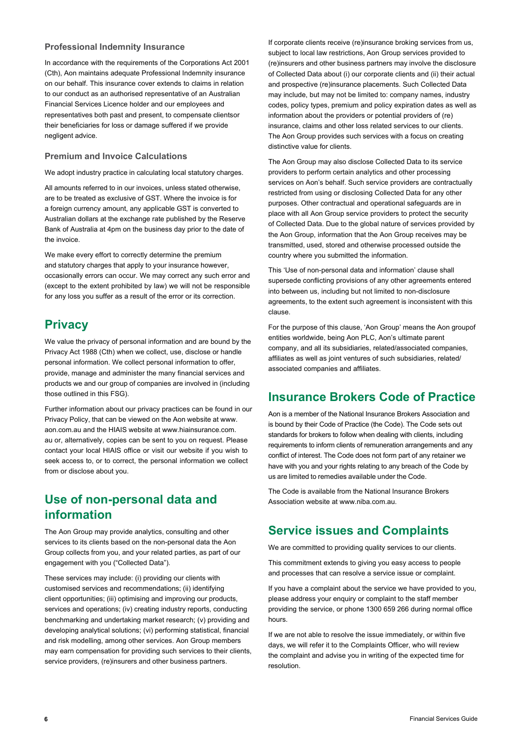### Professional Indemnity Insurance

In accordance with the requirements of the Corporations Act 2001 (Cth), Aon maintains adequate Professional Indemnity insurance on our behalf. This insurance cover extends to claims in relation to our conduct as an authorised representative of an Australian Financial Services Licence holder and our employees and representatives both past and present, to compensate clientsor their beneficiaries for loss or damage suffered if we provide negligent advice.

### Premium and Invoice Calculations

We adopt industry practice in calculating local statutory charges.

All amounts referred to in our invoices, unless stated otherwise, are to be treated as exclusive of GST. Where the invoice is for a foreign currency amount, any applicable GST is converted to Australian dollars at the exchange rate published by the Reserve Bank of Australia at 4pm on the business day prior to the date of the invoice.

We make every effort to correctly determine the premium and statutory charges that apply to your insurance however, occasionally errors can occur. We may correct any such error and (except to the extent prohibited by law) we will not be responsible for any loss you suffer as a result of the error or its correction.

## Privacy

We value the privacy of personal information and are bound by the Privacy Act 1988 (Cth) when we collect, use, disclose or handle personal information. We collect personal information to offer, provide, manage and administer the many financial services and products we and our group of companies are involved in (including those outlined in this FSG).

Further information about our privacy practices can be found in our Privacy Policy, that can be viewed on the Aon website at www.aon.com.au and the HIAIS website at www.hiainsurance.com.au or, alternatively, copies can be sent to you on request. Please contact your local HIAIS office or visit our website if you wish to seek access to, or to correct, the personal information we collect from or disclose about you.

## Use of non-personal data and information

The Aon Group may provide analytics, consulting and other services to its clients based on the non-personal data the Aon Group collects from you, and your related parties, as part of our engagement with you ("Collected Data").

These services may include: (i) providing our clients with customised services and recommendations; (ii) identifying client opportunities; (iii) optimising and improving our products, services and operations; (iv) creating industry reports, conducting benchmarking and undertaking market research; (v) providing and developing analytical solutions; (vi) performing statistical, financial and risk modelling, among other services. Aon Group members may earn compensation for providing such services to their clients, service providers, (re)insurers and other business partners.

If corporate clients receive (re)insurance broking services from us, subject to local law restrictions, Aon Group services provided to (re)insurers and other business partners may involve the disclosure of Collected Data about (i) our corporate clients and (ii) their actual and prospective (re)insurance placements. Such Collected Data may include, but may not be limited to: company names, industry codes, policy types, premium and policy expiration dates as well as information about the providers or potential providers of (re) insurance, claims and other loss related services to our clients. The Aon Group provides such services with a focus on creating distinctive value for clients.

The Aon Group may also disclose Collected Data to its service providers to perform certain analytics and other processing services on Aon's behalf. Such service providers are contractually restricted from using or disclosing Collected Data for any other purposes. Other contractual and operational safeguards are in place with all Aon Group service providers to protect the security of Collected Data. Due to the global nature of services provided by the Aon Group, information that the Aon Group receives may be transmitted, used, stored and otherwise processed outside the country where you submitted the information.

This 'Use of non-personal data and information' clause shall supersede conflicting provisions of any other agreements entered into between us, including but not limited to non-disclosure agreements, to the extent such agreement is inconsistent with this clause.

For the purpose of this clause, 'Aon Group' means the Aon groupof entities worldwide, being Aon PLC, Aon's ultimate parent company, and all its subsidiaries, related/associated companies, affiliates as well as joint ventures of such subsidiaries, related/ associated companies and affiliates.

## Insurance Brokers Code of Practice

Aon is a member of the National Insurance Brokers Association and is bound by their Code of Practice (the Code). The Code sets out standards for brokers to follow when dealing with clients, including requirements to inform clients of remuneration arrangements and any conflict of interest. The Code does not form part of any retainer we have with you and your rights relating to any breach of the Code by us are limited to remedies available under the Code.

The Code is available from the National Insurance Brokers Association website at www.niba.com.au.

## Service issues and Complaints

We are committed to providing quality services to our clients.

This commitment extends to giving you easy access to people and processes that can resolve a service issue or complaint.

If you have a complaint about the service we have provided to you, please address your enquiry or complaint to the staff member providing the service, or phone 1300 659 266 during normal office hours.

If we are not able to resolve the issue immediately, or within five days, we will refer it to the Complaints Officer, who will review the complaint and advise you in writing of the expected time for resolution.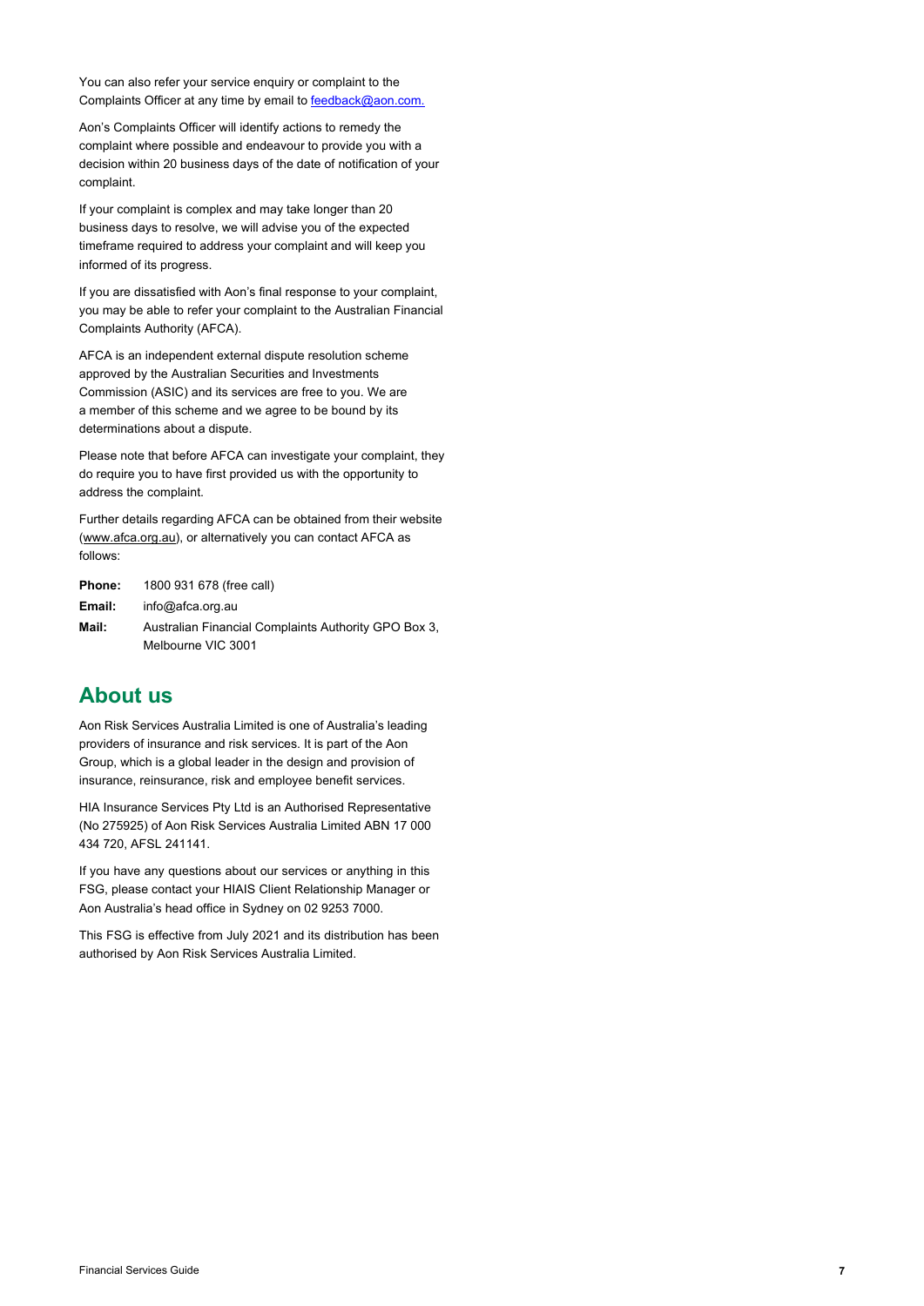You can also refer your service enquiry or complaint to the Complaints Officer at any time by email to feedback@aon.com.

Aon's Complaints Officer will identify actions to remedy the complaint where possible and endeavour to provide you with a decision within 20 business days of the date of notification of your complaint.

If your complaint is complex and may take longer than 20 business days to resolve, we will advise you of the expected timeframe required to address your complaint and will keep you informed of its progress.

If you are dissatisfied with Aon's final response to your complaint, you may be able to refer your complaint to the Australian Financial Complaints Authority (AFCA).

AFCA is an independent external dispute resolution scheme approved by the Australian Securities and Investments Commission (ASIC) and its services are free to you. We are a member of this scheme and we agree to be bound by its determinations about a dispute.

Please note that before AFCA can investigate your complaint, they do require you to have first provided us with the opportunity to address the complaint.

Further details regarding AFCA can be obtained from their website (www.afca.org.au), or alternatively you can contact AFCA as follows:

**Phone:** 1800 931 678 (free call)

**Email:** info@afca.org.au

**Mail:** Australian Financial Complaints Authority GPO Box 3, Melbourne VIC 3001

## About us

Aon Risk Services Australia Limited is one of Australia's leading providers of insurance and risk services. It is part of the Aon Group, which is a global leader in the design and provision of insurance, reinsurance, risk and employee benefit services.

HIA Insurance Services Pty Ltd is an Authorised Representative (No 275925) of Aon Risk Services Australia Limited ABN 17 000 434 720, AFSL 241141.

If you have any questions about our services or anything in this FSG, please contact your HIAIS Client Relationship Manager or Aon Australia's head office in Sydney on 02 9253 7000.

This FSG is effective from July 2021 and its distribution has been authorised by Aon Risk Services Australia Limited.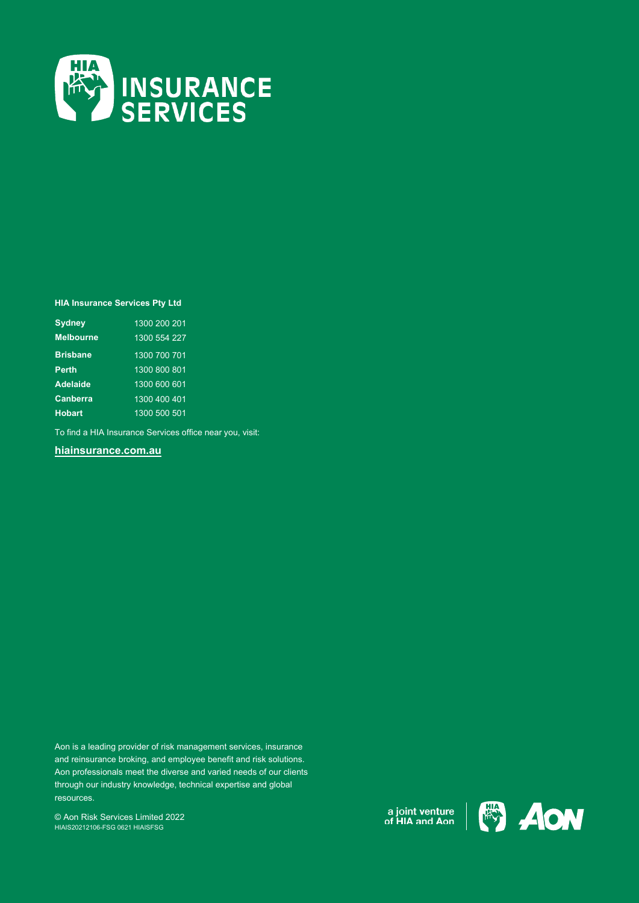# INSURANCE SERVICES

**HIA Insurance Services Pty Ltd**

| | |
|---|---|
| **Sydney** | 1300 200 201 |
| **Melbourne** | 1300 554 227 |
| **Brisbane** | 1300 700 701 |
| **Perth** | 1300 800 801 |
| **Adelaide** | 1300 600 601 |
| **Canberra** | 1300 400 401 |
| **Hobart** | 1300 500 501 |

To find a HIA Insurance Services office near you, visit:

**hiainsurance.com.au**

Aon is a leading provider of risk management services, insurance and reinsurance broking, and employee benefit and risk solutions. Aon professionals meet the diverse and varied needs of our clients through our industry knowledge, technical expertise and global resources.

© Aon Risk Services Limited 2022
HIAIS20212106-FSG 0621 HIAISFSG

a joint venture of HIA and Aon